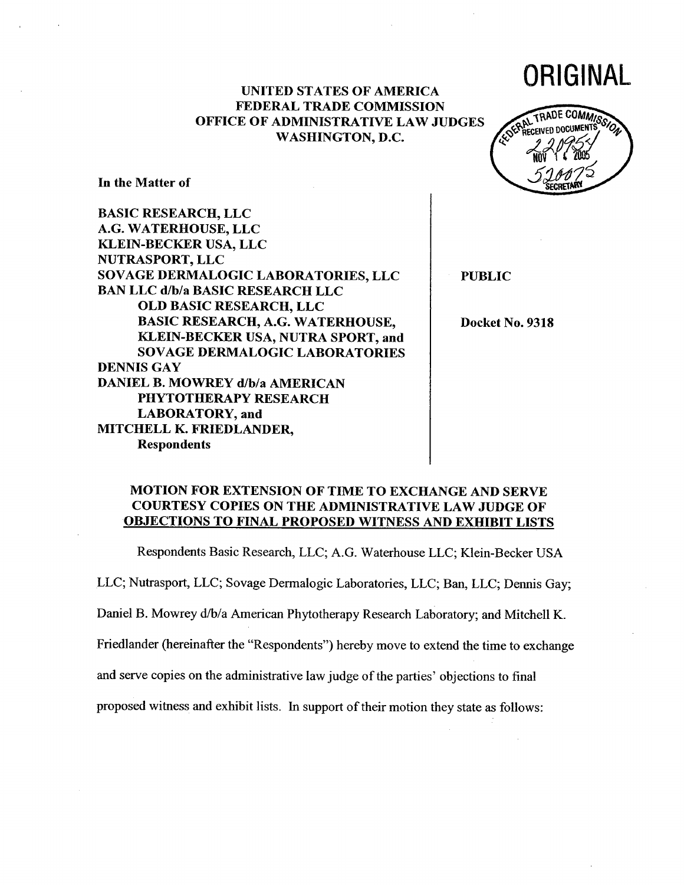**ORIGINAL**

**UNITED STATES OF AMERICA**
**FEDERAL TRADE COMMISSION**
**OFFICE OF ADMINISTRATIVE LAW JUDGES**
**WASHINGTON, D.C.**

FEDERAL TRADE COMMISSION RECEIVED DOCUMENTS 220954 NOV 14 2005 520075 SECRETARY

| In the Matter of | |
|---|---|
| BASIC RESEARCH, LLC<br>A.G. WATERHOUSE, LLC<br>KLEIN-BECKER USA, LLC<br>NUTRASPORT, LLC<br>SOVAGE DERMALOGIC LABORATORIES, LLC<br>BAN LLC d/b/a BASIC RESEARCH LLC<br>OLD BASIC RESEARCH, LLC<br>BASIC RESEARCH, A.G. WATERHOUSE,<br>KLEIN-BECKER USA, NUTRA SPORT, and<br>SOVAGE DERMALOGIC LABORATORIES<br>DENNIS GAY<br>DANIEL B. MOWREY d/b/a AMERICAN<br>PHYTOTHERAPY RESEARCH<br>LABORATORY, and<br>MITCHELL K. FRIEDLANDER,<br>Respondents | PUBLIC<br><br>Docket No. 9318 |

## MOTION FOR EXTENSION OF TIME TO EXCHANGE AND SERVE COURTESY COPIES ON THE ADMINISTRATIVE LAW JUDGE OF OBJECTIONS TO FINAL PROPOSED WITNESS AND EXHIBIT LISTS

Respondents Basic Research, LLC; A.G. Waterhouse LLC; Klein-Becker USA LLC; Nutrasport, LLC; Sovage Dermalogic Laboratories, LLC; Ban, LLC; Dennis Gay; Daniel B. Mowrey d/b/a American Phytotherapy Research Laboratory; and Mitchell K. Friedlander (hereinafter the "Respondents") hereby move to extend the time to exchange and serve copies on the administrative law judge of the parties' objections to final proposed witness and exhibit lists. In support of their motion they state as follows: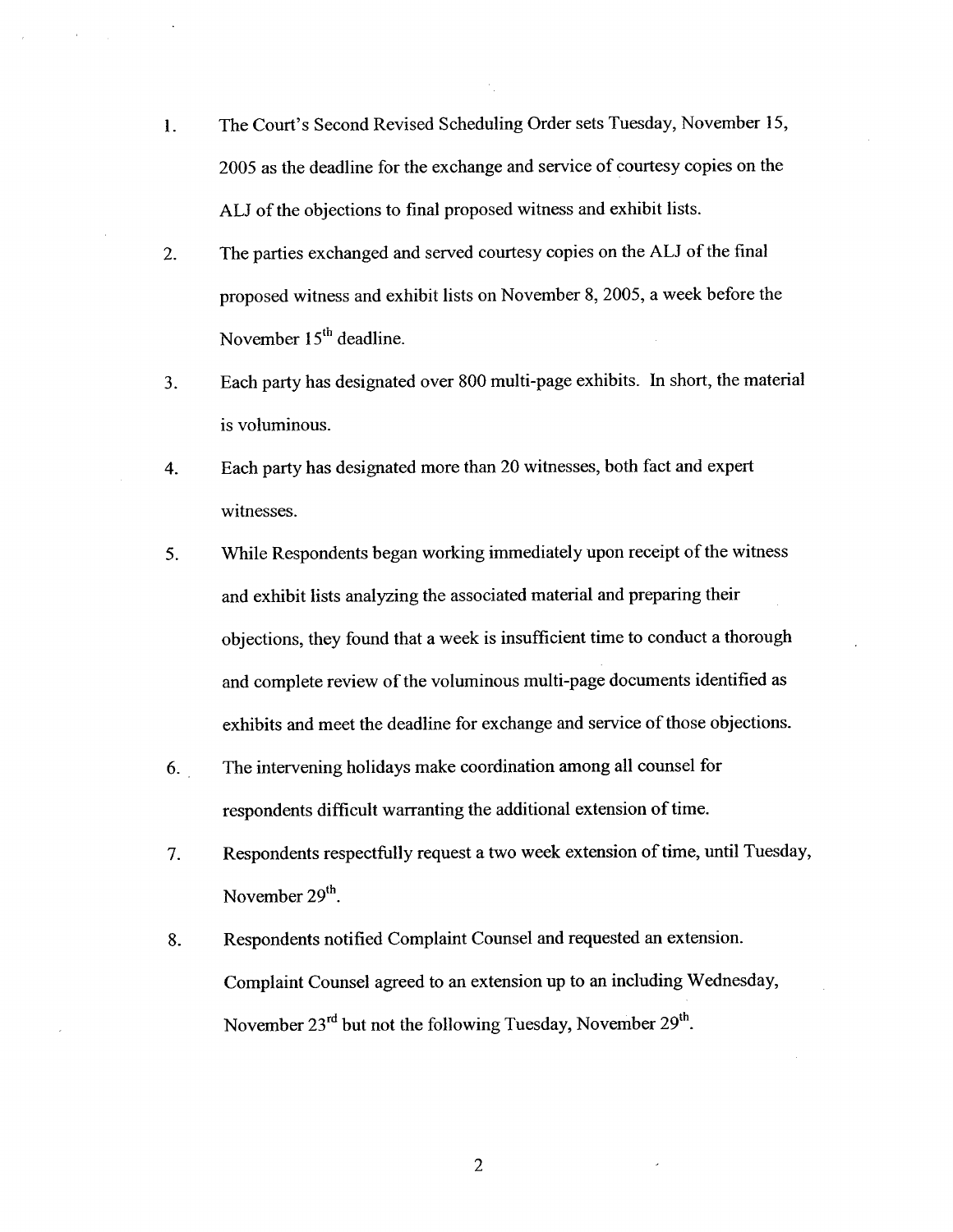1. The Court's Second Revised Scheduling Order sets Tuesday, November 15, 2005 as the deadline for the exchange and service of courtesy copies on the ALJ of the objections to final proposed witness and exhibit lists.

2. The parties exchanged and served courtesy copies on the ALJ of the final proposed witness and exhibit lists on November 8, 2005, a week before the November 15th deadline.

3. Each party has designated over 800 multi-page exhibits. In short, the material is voluminous.

4. Each party has designated more than 20 witnesses, both fact and expert witnesses.

5. While Respondents began working immediately upon receipt of the witness and exhibit lists analyzing the associated material and preparing their objections, they found that a week is insufficient time to conduct a thorough and complete review of the voluminous multi-page documents identified as exhibits and meet the deadline for exchange and service of those objections.

6. The intervening holidays make coordination among all counsel for respondents difficult warranting the additional extension of time.

7. Respondents respectfully request a two week extension of time, until Tuesday, November 29th.

8. Respondents notified Complaint Counsel and requested an extension. Complaint Counsel agreed to an extension up to an including Wednesday, November 23rd but not the following Tuesday, November 29th.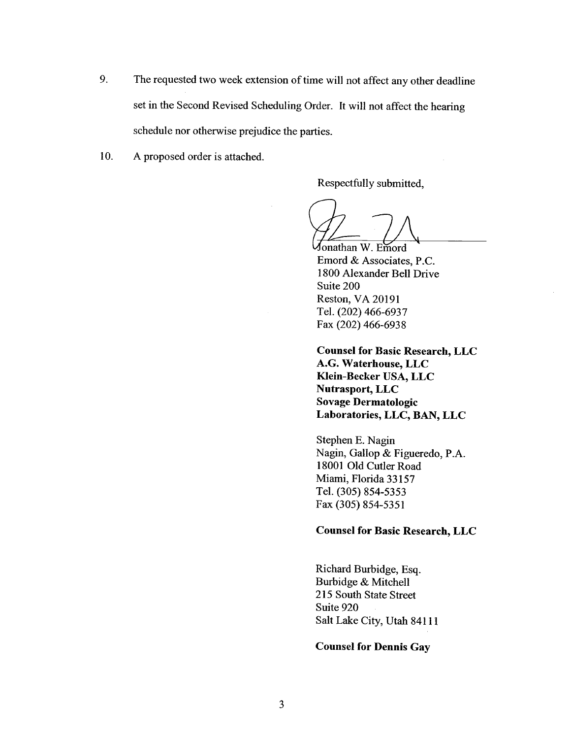9. The requested two week extension of time will not affect any other deadline set in the Second Revised Scheduling Order. It will not affect the hearing schedule nor otherwise prejudice the parties.

10. A proposed order is attached.

Respectfully submitted,

Jonathan W. Emord
Emord & Associates, P.C.
1800 Alexander Bell Drive
Suite 200
Reston, VA 20191
Tel. (202) 466-6937
Fax (202) 466-6938

**Counsel for Basic Research, LLC**
**A.G. Waterhouse, LLC**
**Klein-Becker USA, LLC**
**Nutrasport, LLC**
**Sovage Dermatologic Laboratories, LLC, BAN, LLC**

Stephen E. Nagin
Nagin, Gallop & Figueredo, P.A.
18001 Old Cutler Road
Miami, Florida 33157
Tel. (305) 854-5353
Fax (305) 854-5351

**Counsel for Basic Research, LLC**

Richard Burbidge, Esq.
Burbidge & Mitchell
215 South State Street
Suite 920
Salt Lake City, Utah 84111

**Counsel for Dennis Gay**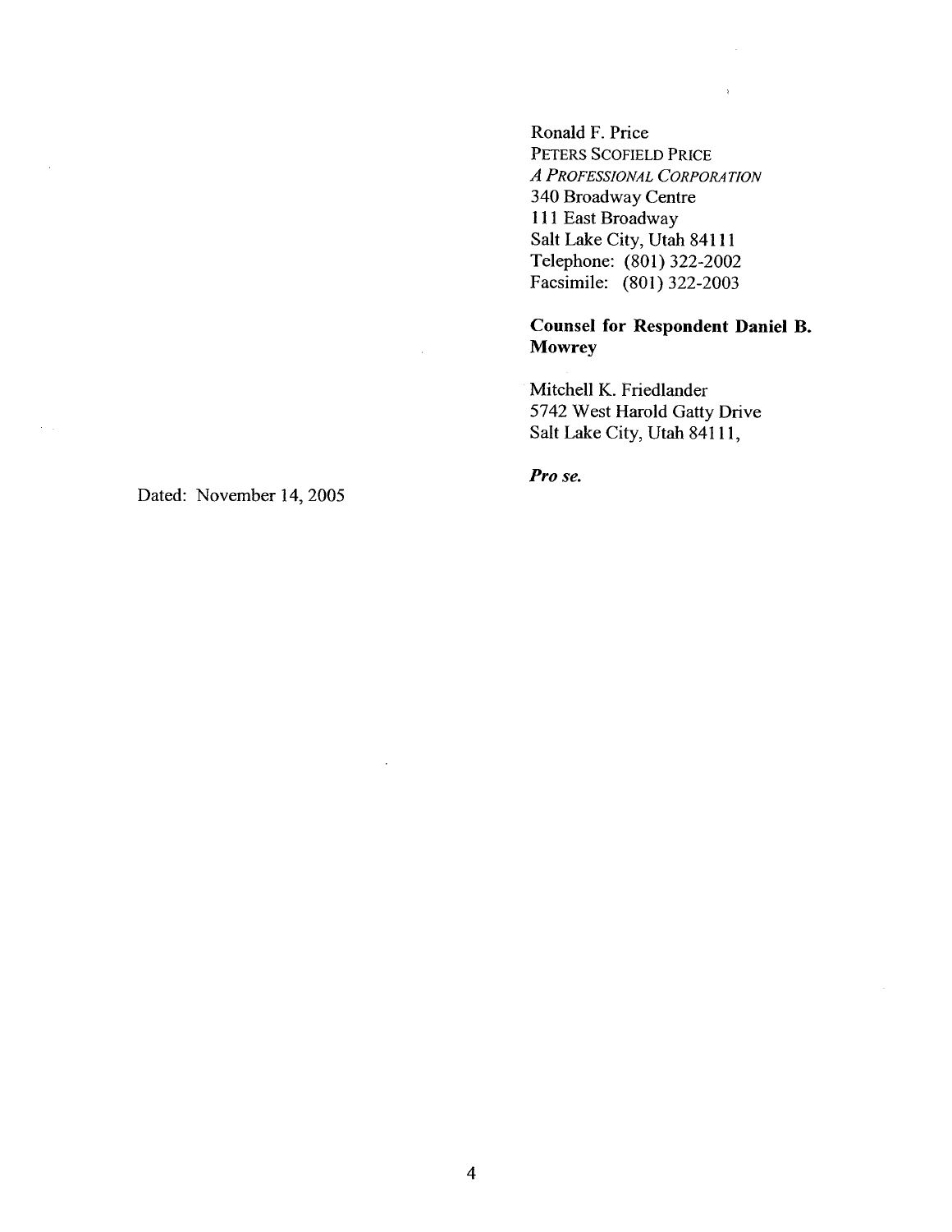Ronald F. Price
PETERS SCOFIELD PRICE
*A PROFESSIONAL CORPORATION*
340 Broadway Centre
111 East Broadway
Salt Lake City, Utah 84111
Telephone: (801) 322-2002
Facsimile: (801) 322-2003

**Counsel for Respondent Daniel B. Mowrey**

Mitchell K. Friedlander
5742 West Harold Gatty Drive
Salt Lake City, Utah 84111,

***Pro se.***

Dated: November 14, 2005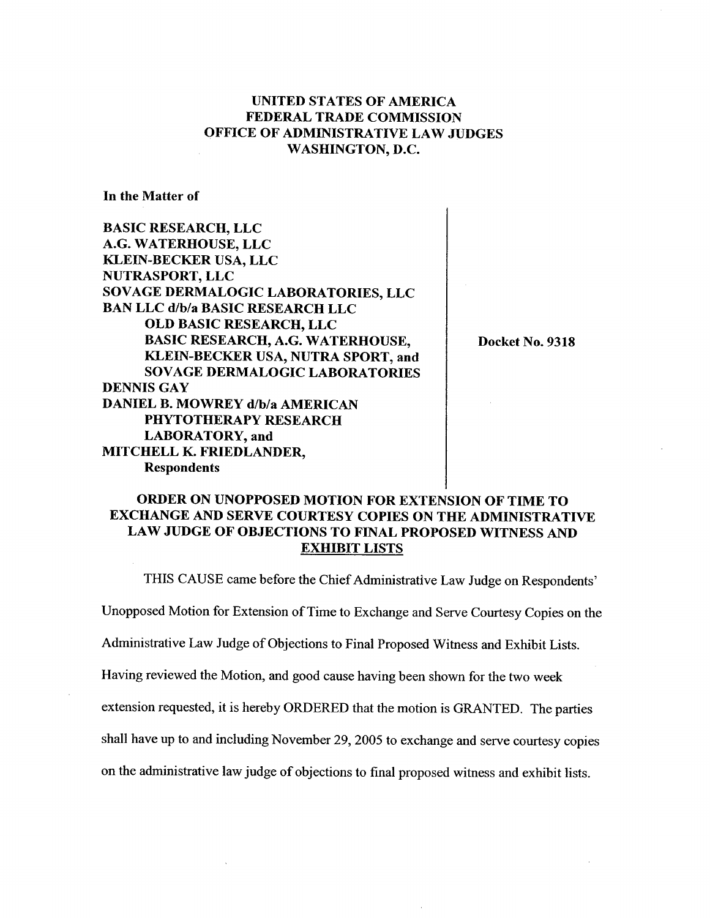**UNITED STATES OF AMERICA**
**FEDERAL TRADE COMMISSION**
**OFFICE OF ADMINISTRATIVE LAW JUDGES**
**WASHINGTON, D.C.**

**In the Matter of**

**BASIC RESEARCH, LLC**
**A.G. WATERHOUSE, LLC**
**KLEIN-BECKER USA, LLC**
**NUTRASPORT, LLC**
**SOVAGE DERMALOGIC LABORATORIES, LLC**
**BAN LLC d/b/a BASIC RESEARCH LLC**
**OLD BASIC RESEARCH, LLC**
**BASIC RESEARCH, A.G. WATERHOUSE,**
**KLEIN-BECKER USA, NUTRA SPORT, and**
**SOVAGE DERMALOGIC LABORATORIES**
**DENNIS GAY**
**DANIEL B. MOWREY d/b/a AMERICAN**
**PHYTOTHERAPY RESEARCH**
**LABORATORY, and**
**MITCHELL K. FRIEDLANDER,**
**Respondents**

**Docket No. 9318**

## ORDER ON UNOPPOSED MOTION FOR EXTENSION OF TIME TO EXCHANGE AND SERVE COURTESY COPIES ON THE ADMINISTRATIVE LAW JUDGE OF OBJECTIONS TO FINAL PROPOSED WITNESS AND EXHIBIT LISTS

THIS CAUSE came before the Chief Administrative Law Judge on Respondents' Unopposed Motion for Extension of Time to Exchange and Serve Courtesy Copies on the Administrative Law Judge of Objections to Final Proposed Witness and Exhibit Lists. Having reviewed the Motion, and good cause having been shown for the two week extension requested, it is hereby ORDERED that the motion is GRANTED. The parties shall have up to and including November 29, 2005 to exchange and serve courtesy copies on the administrative law judge of objections to final proposed witness and exhibit lists.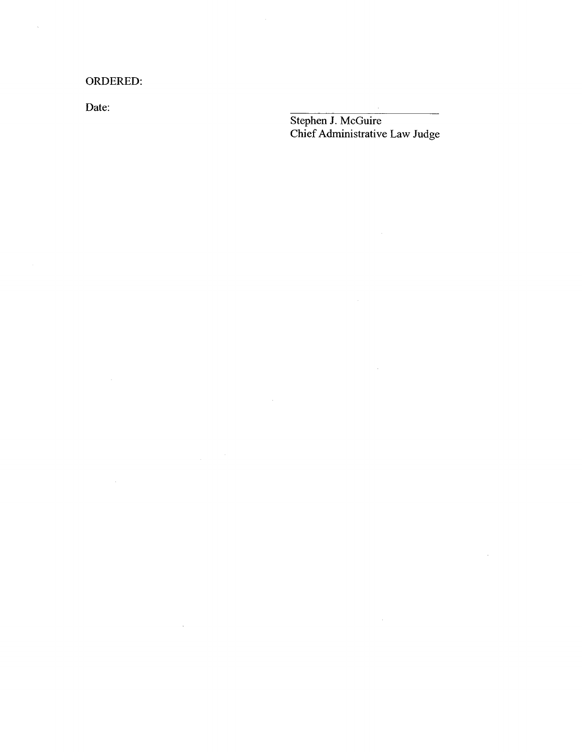ORDERED:

Date:

\_\_\_\_\_\_\_\_\_\_\_\_\_\_\_\_\_\_\_\_\_\_\_\_\_\_\_\_

Stephen J. McGuire
Chief Administrative Law Judge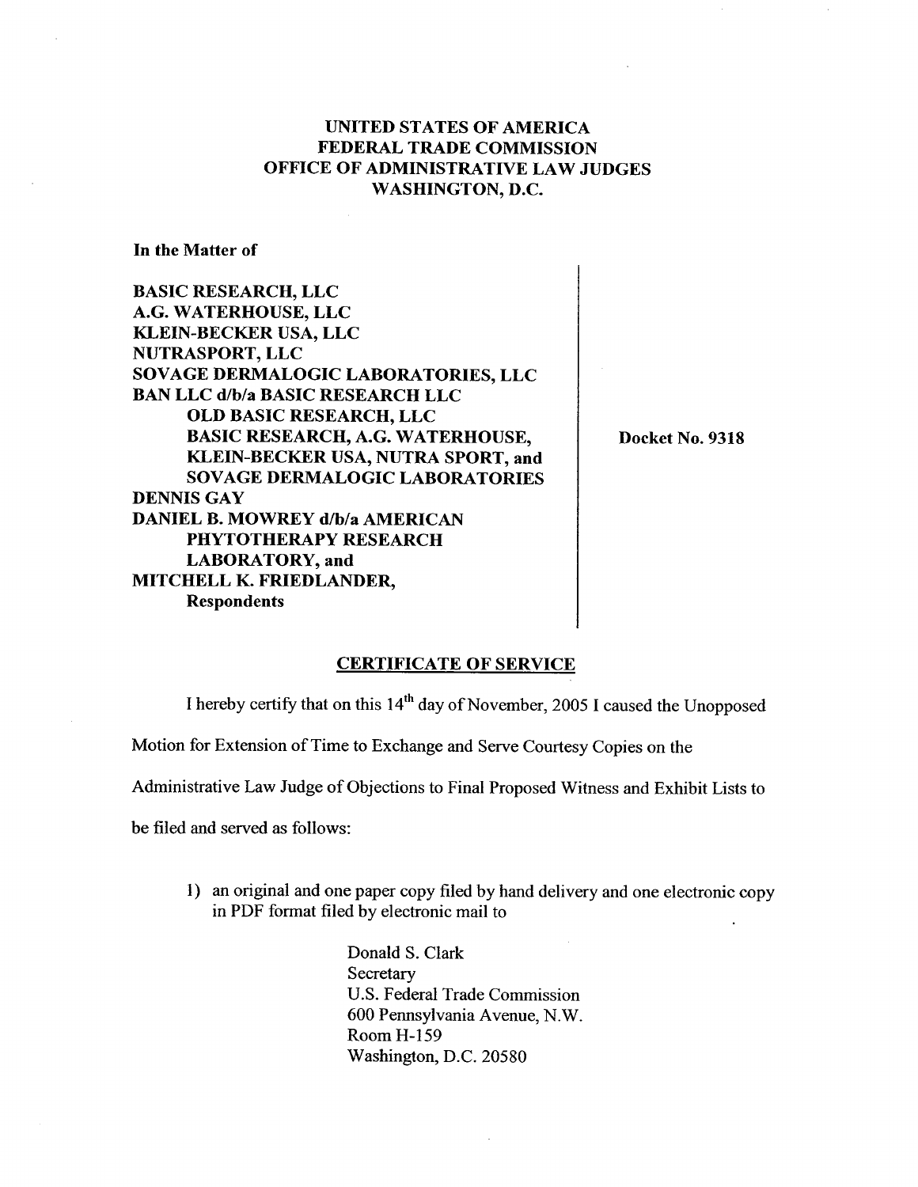**UNITED STATES OF AMERICA**
**FEDERAL TRADE COMMISSION**
**OFFICE OF ADMINISTRATIVE LAW JUDGES**
**WASHINGTON, D.C.**

**In the Matter of**

**BASIC RESEARCH, LLC**
**A.G. WATERHOUSE, LLC**
**KLEIN-BECKER USA, LLC**
**NUTRASPORT, LLC**
**SOVAGE DERMALOGIC LABORATORIES, LLC**
**BAN LLC d/b/a BASIC RESEARCH LLC**
**OLD BASIC RESEARCH, LLC**
**BASIC RESEARCH, A.G. WATERHOUSE,**
**KLEIN-BECKER USA, NUTRA SPORT, and**
**SOVAGE DERMALOGIC LABORATORIES**
**DENNIS GAY**
**DANIEL B. MOWREY d/b/a AMERICAN**
**PHYTOTHERAPY RESEARCH**
**LABORATORY, and**
**MITCHELL K. FRIEDLANDER,**
**Respondents**

**Docket No. 9318**

## CERTIFICATE OF SERVICE

I hereby certify that on this 14th day of November, 2005 I caused the Unopposed Motion for Extension of Time to Exchange and Serve Courtesy Copies on the Administrative Law Judge of Objections to Final Proposed Witness and Exhibit Lists to be filed and served as follows:

1) an original and one paper copy filed by hand delivery and one electronic copy in PDF format filed by electronic mail to

Donald S. Clark
Secretary
U.S. Federal Trade Commission
600 Pennsylvania Avenue, N.W.
Room H-159
Washington, D.C. 20580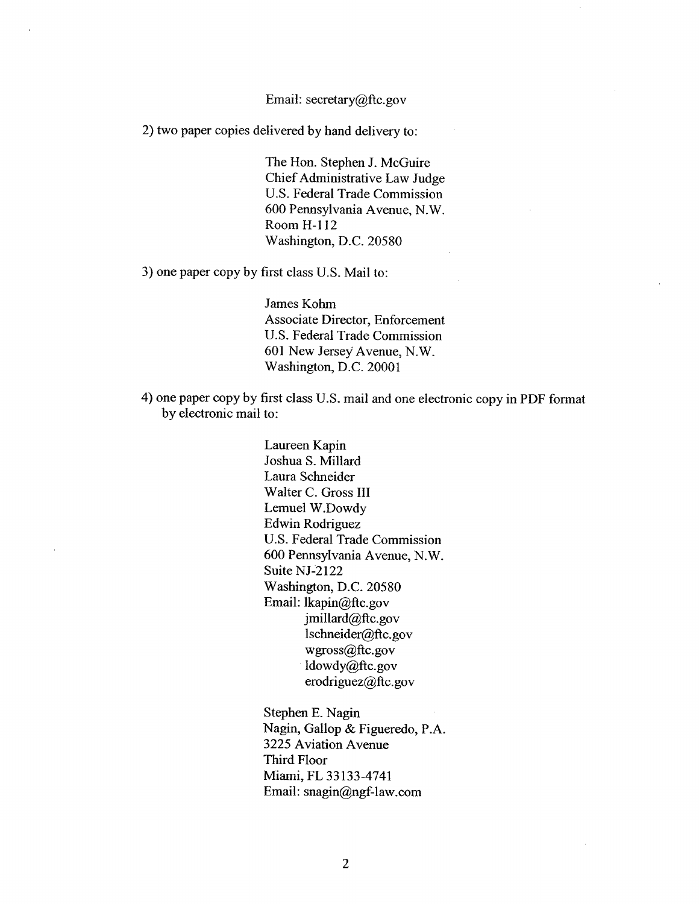Email: secretary@ftc.gov

2) two paper copies delivered by hand delivery to:

> The Hon. Stephen J. McGuire
> Chief Administrative Law Judge
> U.S. Federal Trade Commission
> 600 Pennsylvania Avenue, N.W.
> Room H-112
> Washington, D.C. 20580

3) one paper copy by first class U.S. Mail to:

> James Kohm
> Associate Director, Enforcement
> U.S. Federal Trade Commission
> 601 New Jersey Avenue, N.W.
> Washington, D.C. 20001

4) one paper copy by first class U.S. mail and one electronic copy in PDF format by electronic mail to:

> Laureen Kapin
> Joshua S. Millard
> Laura Schneider
> Walter C. Gross III
> Lemuel W.Dowdy
> Edwin Rodriguez
> U.S. Federal Trade Commission
> 600 Pennsylvania Avenue, N.W.
> Suite NJ-2122
> Washington, D.C. 20580
> Email: lkapin@ftc.gov
> jmillard@ftc.gov
> lschneider@ftc.gov
> wgross@ftc.gov
> ldowdy@ftc.gov
> erodriguez@ftc.gov

> Stephen E. Nagin
> Nagin, Gallop & Figueredo, P.A.
> 3225 Aviation Avenue
> Third Floor
> Miami, FL 33133-4741
> Email: snagin@ngf-law.com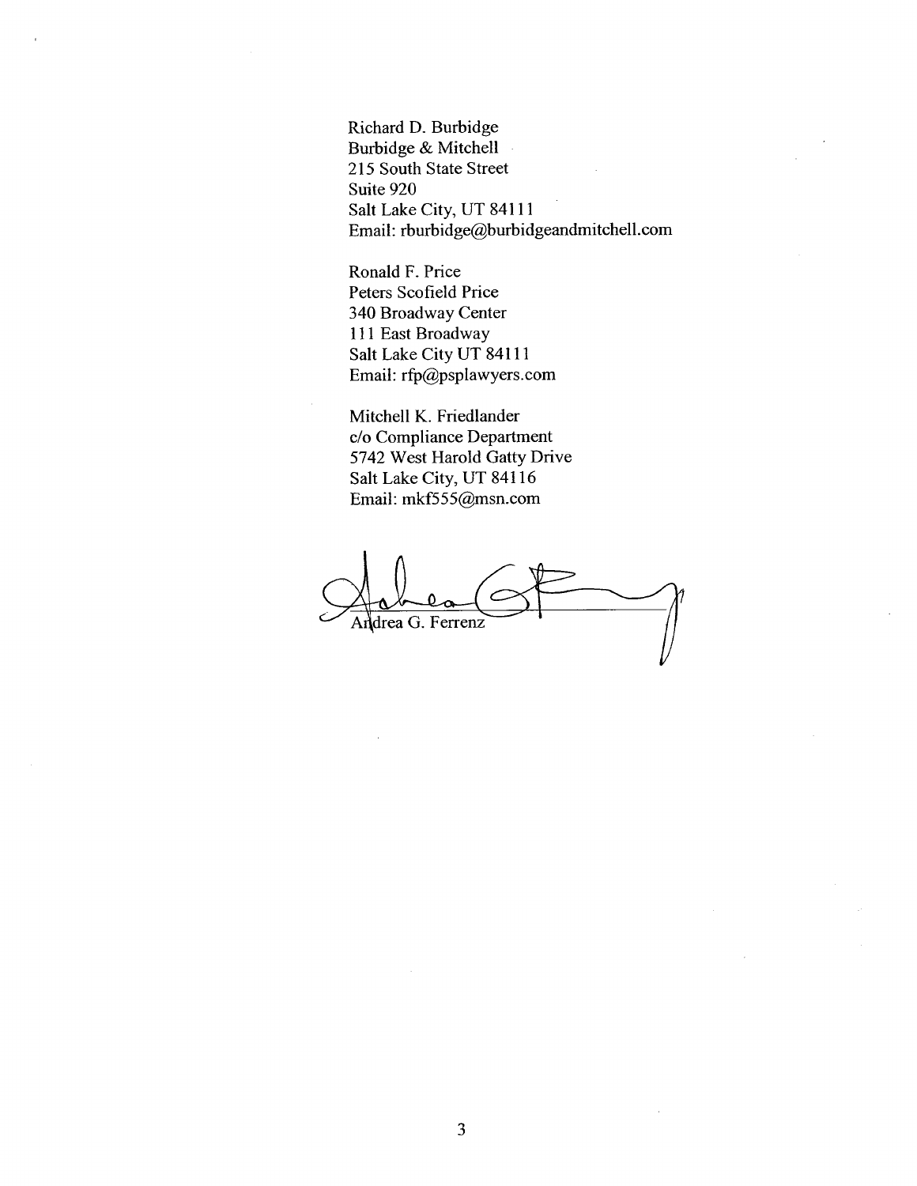Richard D. Burbidge
Burbidge & Mitchell
215 South State Street
Suite 920
Salt Lake City, UT 84111
Email: rburbidge@burbidgeandmitchell.com

Ronald F. Price
Peters Scofield Price
340 Broadway Center
111 East Broadway
Salt Lake City UT 84111
Email: rfp@psplawyers.com

Mitchell K. Friedlander
c/o Compliance Department
5742 West Harold Gatty Drive
Salt Lake City, UT 84116
Email: mkf555@msn.com

Andrea G. Ferrenz